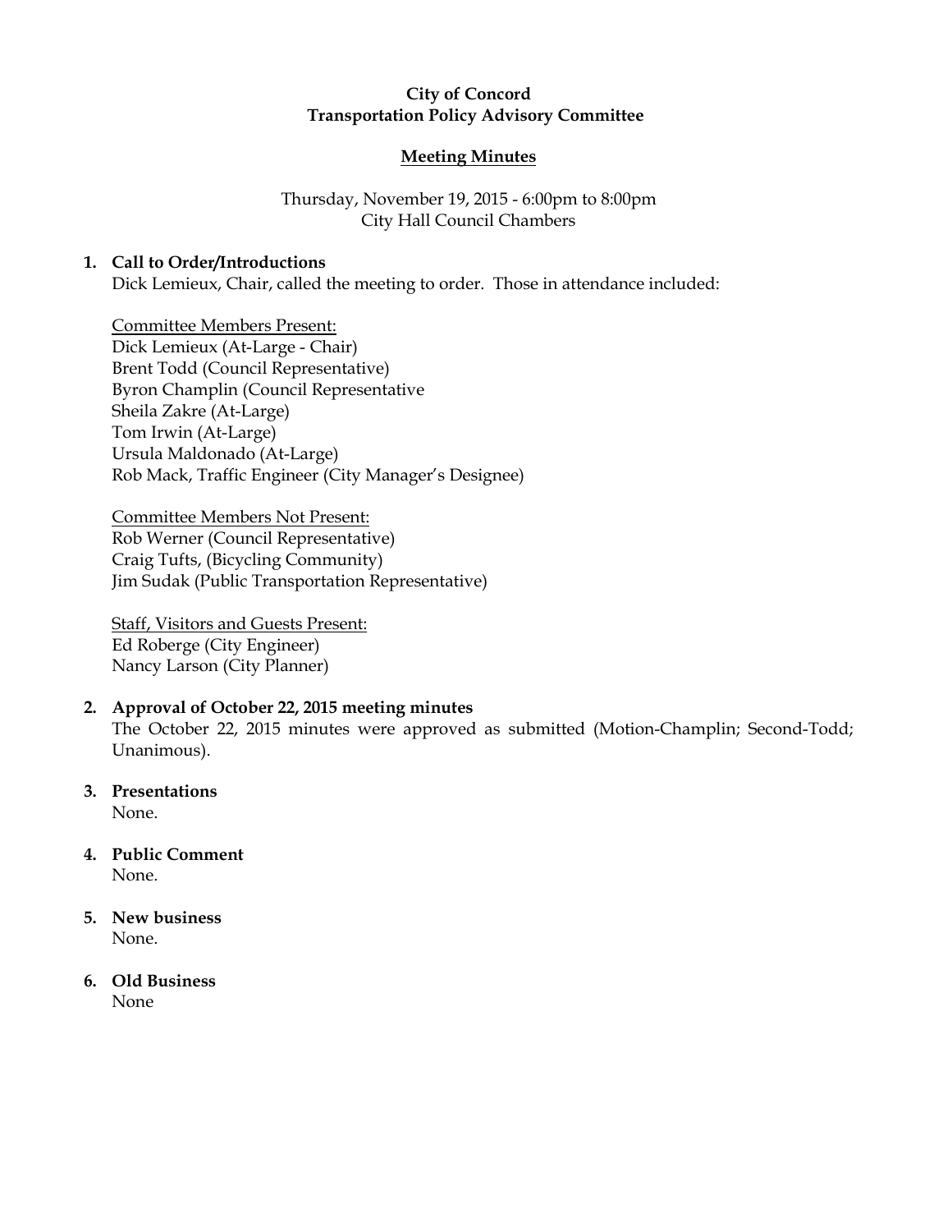**City of Concord**
**Transportation Policy Advisory Committee**

**Meeting Minutes**

Thursday, November 19, 2015 - 6:00pm to 8:00pm
City Hall Council Chambers

1. **Call to Order/Introductions**
   Dick Lemieux, Chair, called the meeting to order. Those in attendance included:

   Committee Members Present:
   Dick Lemieux (At-Large - Chair)
   Brent Todd (Council Representative)
   Byron Champlin (Council Representative
   Sheila Zakre (At-Large)
   Tom Irwin (At-Large)
   Ursula Maldonado (At-Large)
   Rob Mack, Traffic Engineer (City Manager's Designee)

   Committee Members Not Present:
   Rob Werner (Council Representative)
   Craig Tufts, (Bicycling Community)
   Jim Sudak (Public Transportation Representative)

   Staff, Visitors and Guests Present:
   Ed Roberge (City Engineer)
   Nancy Larson (City Planner)

2. **Approval of October 22, 2015 meeting minutes**
   The October 22, 2015 minutes were approved as submitted (Motion-Champlin; Second-Todd; Unanimous).

3. **Presentations**
   None.

4. **Public Comment**
   None.

5. **New business**
   None.

6. **Old Business**
   None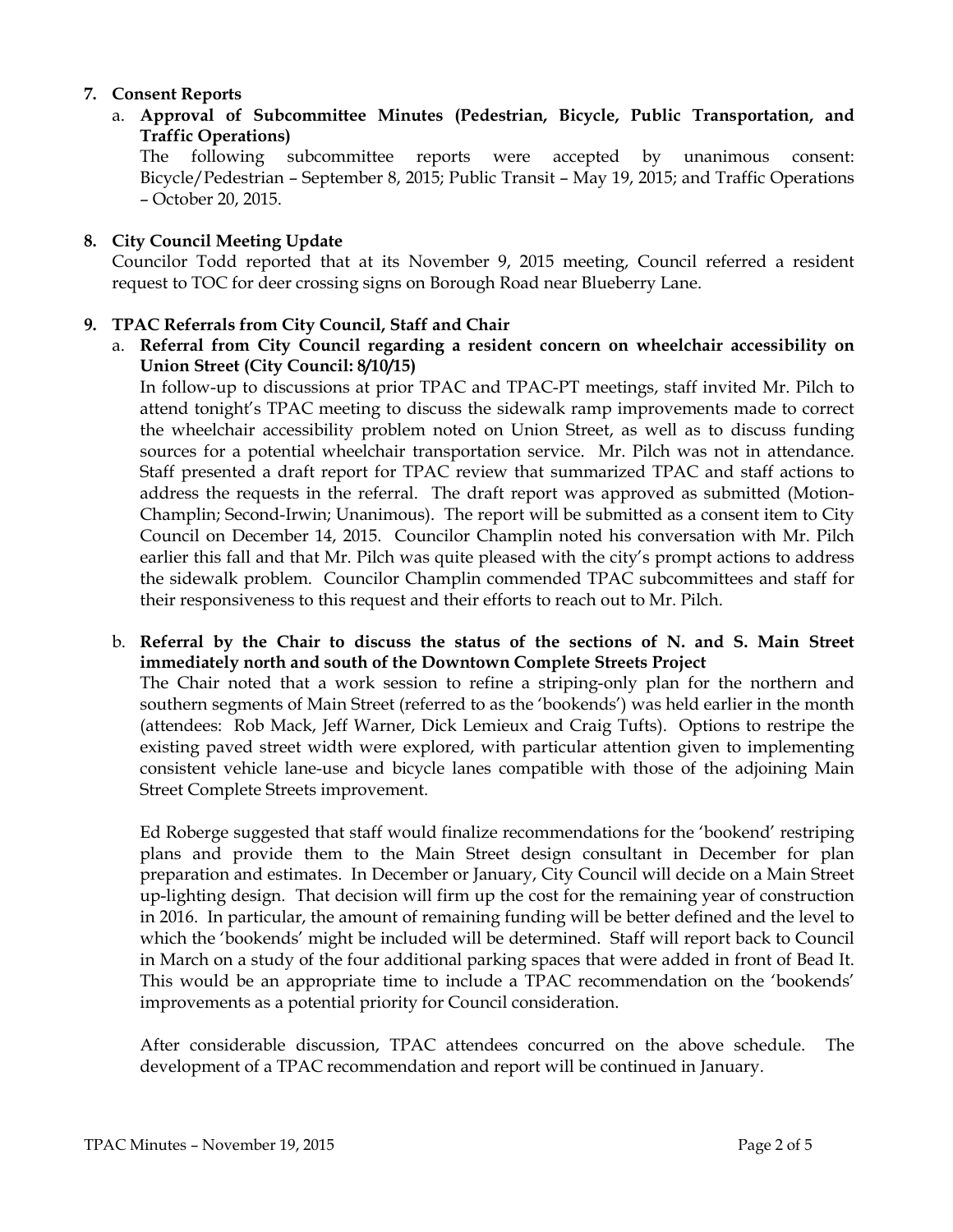## 7. Consent Reports

a. **Approval of Subcommittee Minutes (Pedestrian, Bicycle, Public Transportation, and Traffic Operations)**

The following subcommittee reports were accepted by unanimous consent: Bicycle/Pedestrian – September 8, 2015; Public Transit – May 19, 2015; and Traffic Operations – October 20, 2015.

## 8. City Council Meeting Update

Councilor Todd reported that at its November 9, 2015 meeting, Council referred a resident request to TOC for deer crossing signs on Borough Road near Blueberry Lane.

## 9. TPAC Referrals from City Council, Staff and Chair

a. **Referral from City Council regarding a resident concern on wheelchair accessibility on Union Street (City Council: 8/10/15)**

In follow-up to discussions at prior TPAC and TPAC-PT meetings, staff invited Mr. Pilch to attend tonight's TPAC meeting to discuss the sidewalk ramp improvements made to correct the wheelchair accessibility problem noted on Union Street, as well as to discuss funding sources for a potential wheelchair transportation service. Mr. Pilch was not in attendance. Staff presented a draft report for TPAC review that summarized TPAC and staff actions to address the requests in the referral. The draft report was approved as submitted (Motion-Champlin; Second-Irwin; Unanimous). The report will be submitted as a consent item to City Council on December 14, 2015. Councilor Champlin noted his conversation with Mr. Pilch earlier this fall and that Mr. Pilch was quite pleased with the city's prompt actions to address the sidewalk problem. Councilor Champlin commended TPAC subcommittees and staff for their responsiveness to this request and their efforts to reach out to Mr. Pilch.

b. **Referral by the Chair to discuss the status of the sections of N. and S. Main Street immediately north and south of the Downtown Complete Streets Project**

The Chair noted that a work session to refine a striping-only plan for the northern and southern segments of Main Street (referred to as the 'bookends') was held earlier in the month (attendees: Rob Mack, Jeff Warner, Dick Lemieux and Craig Tufts). Options to restripe the existing paved street width were explored, with particular attention given to implementing consistent vehicle lane-use and bicycle lanes compatible with those of the adjoining Main Street Complete Streets improvement.

Ed Roberge suggested that staff would finalize recommendations for the 'bookend' restriping plans and provide them to the Main Street design consultant in December for plan preparation and estimates. In December or January, City Council will decide on a Main Street up-lighting design. That decision will firm up the cost for the remaining year of construction in 2016. In particular, the amount of remaining funding will be better defined and the level to which the 'bookends' might be included will be determined. Staff will report back to Council in March on a study of the four additional parking spaces that were added in front of Bead It. This would be an appropriate time to include a TPAC recommendation on the 'bookends' improvements as a potential priority for Council consideration.

After considerable discussion, TPAC attendees concurred on the above schedule. The development of a TPAC recommendation and report will be continued in January.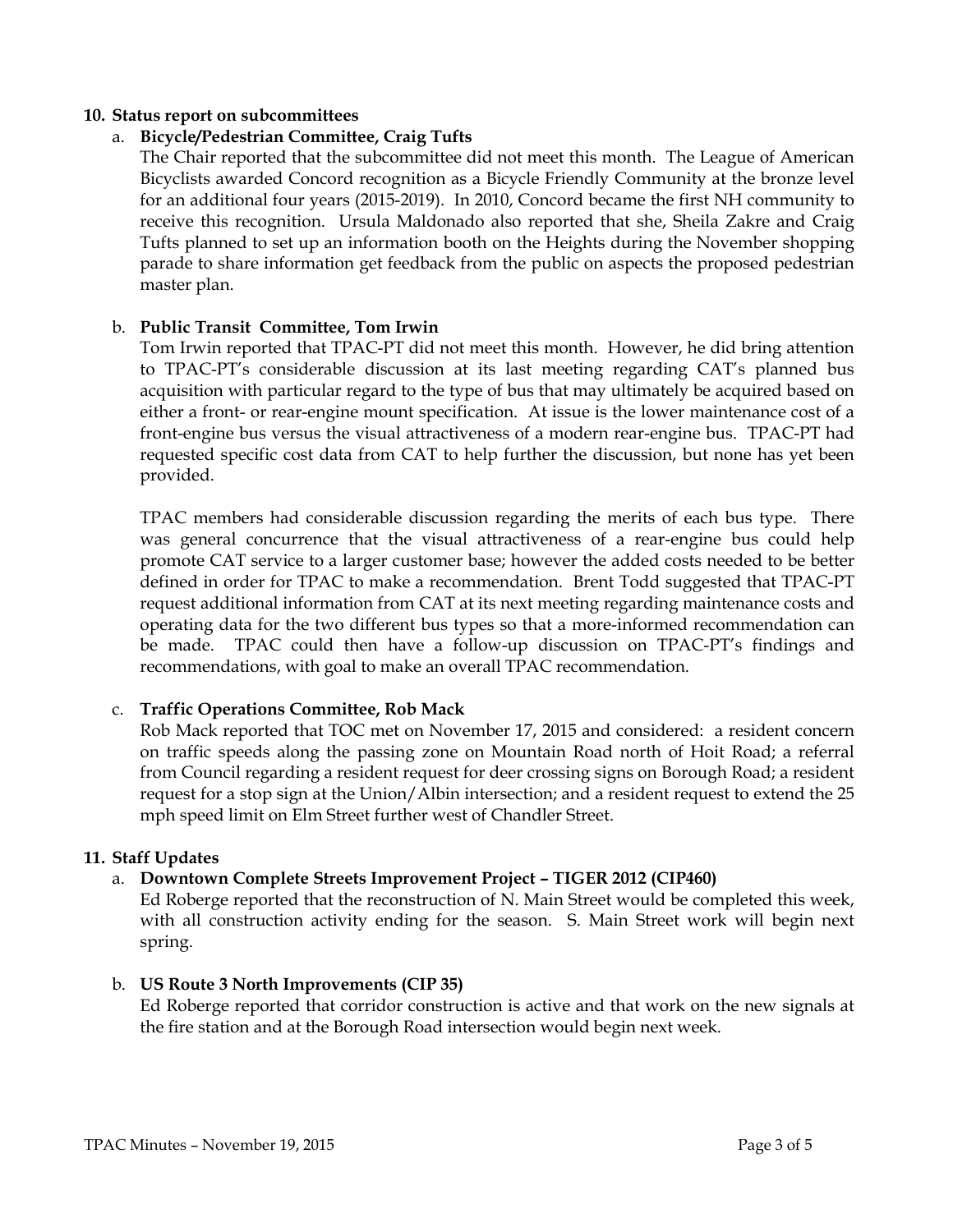**10. Status report on subcommittees**

a. **Bicycle/Pedestrian Committee, Craig Tufts**

The Chair reported that the subcommittee did not meet this month. The League of American Bicyclists awarded Concord recognition as a Bicycle Friendly Community at the bronze level for an additional four years (2015-2019). In 2010, Concord became the first NH community to receive this recognition. Ursula Maldonado also reported that she, Sheila Zakre and Craig Tufts planned to set up an information booth on the Heights during the November shopping parade to share information get feedback from the public on aspects the proposed pedestrian master plan.

b. **Public Transit Committee, Tom Irwin**

Tom Irwin reported that TPAC-PT did not meet this month. However, he did bring attention to TPAC-PT's considerable discussion at its last meeting regarding CAT's planned bus acquisition with particular regard to the type of bus that may ultimately be acquired based on either a front- or rear-engine mount specification. At issue is the lower maintenance cost of a front-engine bus versus the visual attractiveness of a modern rear-engine bus. TPAC-PT had requested specific cost data from CAT to help further the discussion, but none has yet been provided.

TPAC members had considerable discussion regarding the merits of each bus type. There was general concurrence that the visual attractiveness of a rear-engine bus could help promote CAT service to a larger customer base; however the added costs needed to be better defined in order for TPAC to make a recommendation. Brent Todd suggested that TPAC-PT request additional information from CAT at its next meeting regarding maintenance costs and operating data for the two different bus types so that a more-informed recommendation can be made. TPAC could then have a follow-up discussion on TPAC-PT's findings and recommendations, with goal to make an overall TPAC recommendation.

c. **Traffic Operations Committee, Rob Mack**

Rob Mack reported that TOC met on November 17, 2015 and considered: a resident concern on traffic speeds along the passing zone on Mountain Road north of Hoit Road; a referral from Council regarding a resident request for deer crossing signs on Borough Road; a resident request for a stop sign at the Union/Albin intersection; and a resident request to extend the 25 mph speed limit on Elm Street further west of Chandler Street.

**11. Staff Updates**

a. **Downtown Complete Streets Improvement Project – TIGER 2012 (CIP460)**

Ed Roberge reported that the reconstruction of N. Main Street would be completed this week, with all construction activity ending for the season. S. Main Street work will begin next spring.

b. **US Route 3 North Improvements (CIP 35)**

Ed Roberge reported that corridor construction is active and that work on the new signals at the fire station and at the Borough Road intersection would begin next week.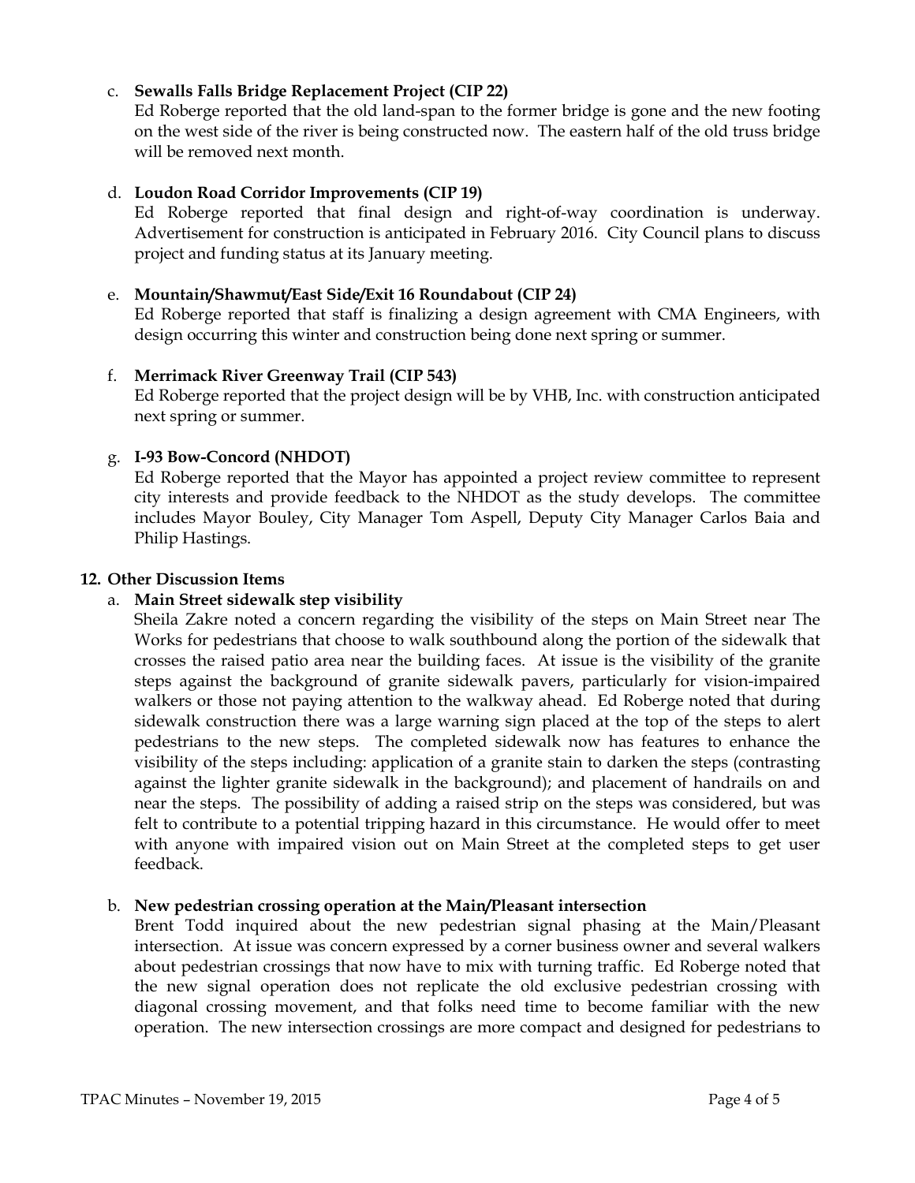c. **Sewalls Falls Bridge Replacement Project (CIP 22)**
   Ed Roberge reported that the old land-span to the former bridge is gone and the new footing on the west side of the river is being constructed now. The eastern half of the old truss bridge will be removed next month.

d. **Loudon Road Corridor Improvements (CIP 19)**
   Ed Roberge reported that final design and right-of-way coordination is underway. Advertisement for construction is anticipated in February 2016. City Council plans to discuss project and funding status at its January meeting.

e. **Mountain/Shawmut/East Side/Exit 16 Roundabout (CIP 24)**
   Ed Roberge reported that staff is finalizing a design agreement with CMA Engineers, with design occurring this winter and construction being done next spring or summer.

f. **Merrimack River Greenway Trail (CIP 543)**
   Ed Roberge reported that the project design will be by VHB, Inc. with construction anticipated next spring or summer.

g. **I-93 Bow-Concord (NHDOT)**
   Ed Roberge reported that the Mayor has appointed a project review committee to represent city interests and provide feedback to the NHDOT as the study develops. The committee includes Mayor Bouley, City Manager Tom Aspell, Deputy City Manager Carlos Baia and Philip Hastings.

**12. Other Discussion Items**

a. **Main Street sidewalk step visibility**
   Sheila Zakre noted a concern regarding the visibility of the steps on Main Street near The Works for pedestrians that choose to walk southbound along the portion of the sidewalk that crosses the raised patio area near the building faces. At issue is the visibility of the granite steps against the background of granite sidewalk pavers, particularly for vision-impaired walkers or those not paying attention to the walkway ahead. Ed Roberge noted that during sidewalk construction there was a large warning sign placed at the top of the steps to alert pedestrians to the new steps. The completed sidewalk now has features to enhance the visibility of the steps including: application of a granite stain to darken the steps (contrasting against the lighter granite sidewalk in the background); and placement of handrails on and near the steps. The possibility of adding a raised strip on the steps was considered, but was felt to contribute to a potential tripping hazard in this circumstance. He would offer to meet with anyone with impaired vision out on Main Street at the completed steps to get user feedback.

b. **New pedestrian crossing operation at the Main/Pleasant intersection**
   Brent Todd inquired about the new pedestrian signal phasing at the Main/Pleasant intersection. At issue was concern expressed by a corner business owner and several walkers about pedestrian crossings that now have to mix with turning traffic. Ed Roberge noted that the new signal operation does not replicate the old exclusive pedestrian crossing with diagonal crossing movement, and that folks need time to become familiar with the new operation. The new intersection crossings are more compact and designed for pedestrians to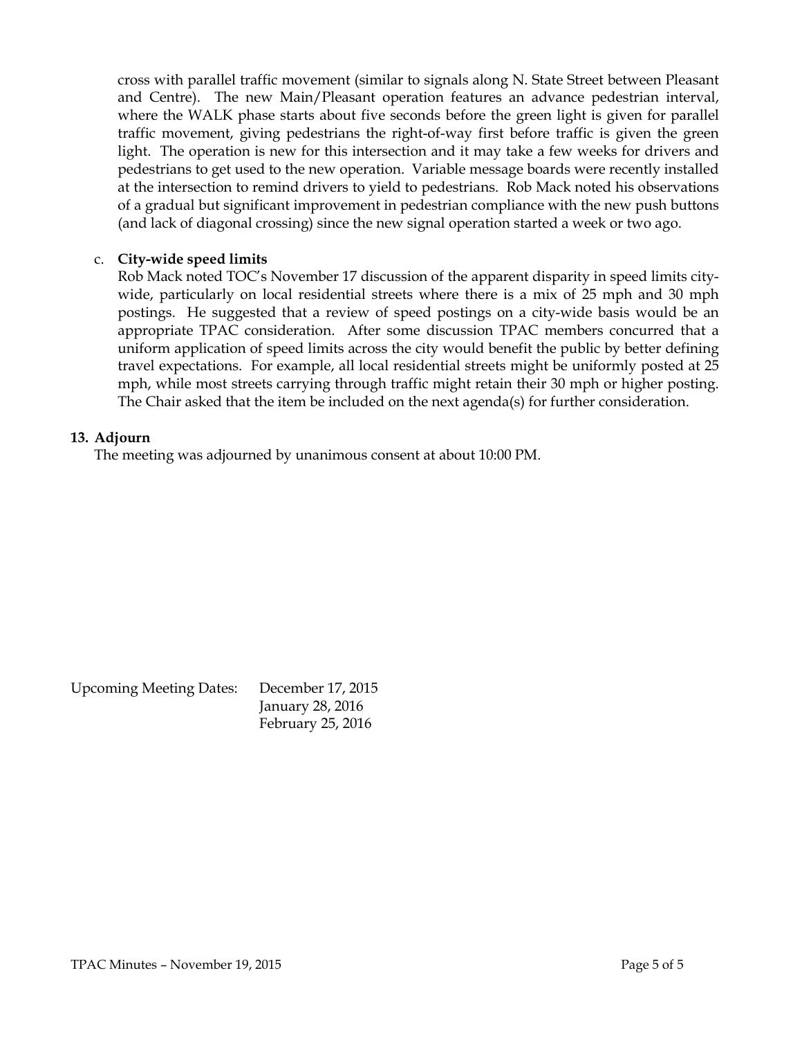cross with parallel traffic movement (similar to signals along N. State Street between Pleasant and Centre). The new Main/Pleasant operation features an advance pedestrian interval, where the WALK phase starts about five seconds before the green light is given for parallel traffic movement, giving pedestrians the right-of-way first before traffic is given the green light. The operation is new for this intersection and it may take a few weeks for drivers and pedestrians to get used to the new operation. Variable message boards were recently installed at the intersection to remind drivers to yield to pedestrians. Rob Mack noted his observations of a gradual but significant improvement in pedestrian compliance with the new push buttons (and lack of diagonal crossing) since the new signal operation started a week or two ago.

c. **City-wide speed limits**

Rob Mack noted TOC's November 17 discussion of the apparent disparity in speed limits city-wide, particularly on local residential streets where there is a mix of 25 mph and 30 mph postings. He suggested that a review of speed postings on a city-wide basis would be an appropriate TPAC consideration. After some discussion TPAC members concurred that a uniform application of speed limits across the city would benefit the public by better defining travel expectations. For example, all local residential streets might be uniformly posted at 25 mph, while most streets carrying through traffic might retain their 30 mph or higher posting. The Chair asked that the item be included on the next agenda(s) for further consideration.

**13. Adjourn**

The meeting was adjourned by unanimous consent at about 10:00 PM.

Upcoming Meeting Dates: December 17, 2015
January 28, 2016
February 25, 2016